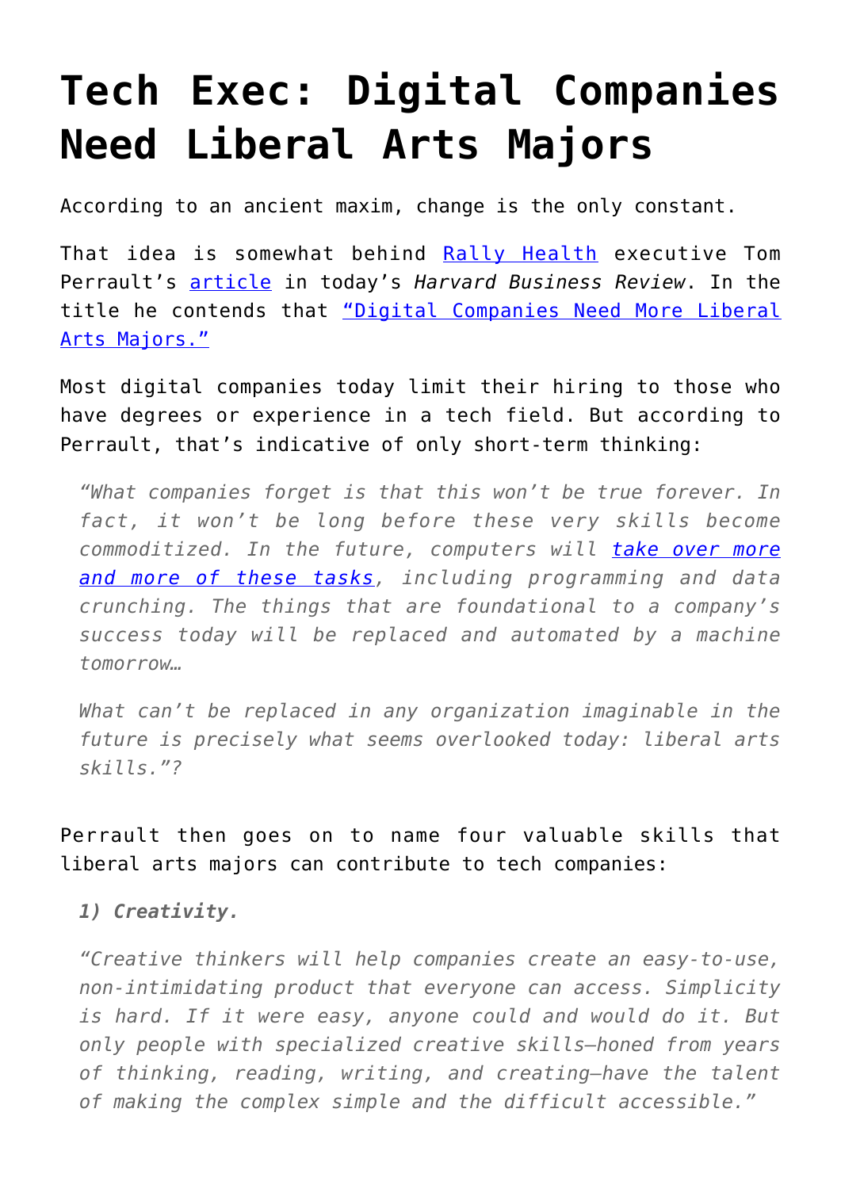# Tech Exec: Digital Companies Need Liberal Arts Majors

According to an ancient maxim, change is the only constant.

That idea is somewhat behind Rally Health executive Tom Perrault's article in today's *Harvard Business Review*. In the title he contends that "Digital Companies Need More Liberal Arts Majors."

Most digital companies today limit their hiring to those who have degrees or experience in a tech field. But according to Perrault, that's indicative of only short-term thinking:

> *"What companies forget is that this won't be true forever. In fact, it won't be long before these very skills become commoditized. In the future, computers will take over more and more of these tasks, including programming and data crunching. The things that are foundational to a company's success today will be replaced and automated by a machine tomorrow…*
>
> *What can't be replaced in any organization imaginable in the future is precisely what seems overlooked today: liberal arts skills."?*

Perrault then goes on to name four valuable skills that liberal arts majors can contribute to tech companies:

> ***1) Creativity.***
>
> *"Creative thinkers will help companies create an easy-to-use, non-intimidating product that everyone can access. Simplicity is hard. If it were easy, anyone could and would do it. But only people with specialized creative skills—honed from years of thinking, reading, writing, and creating—have the talent of making the complex simple and the difficult accessible."*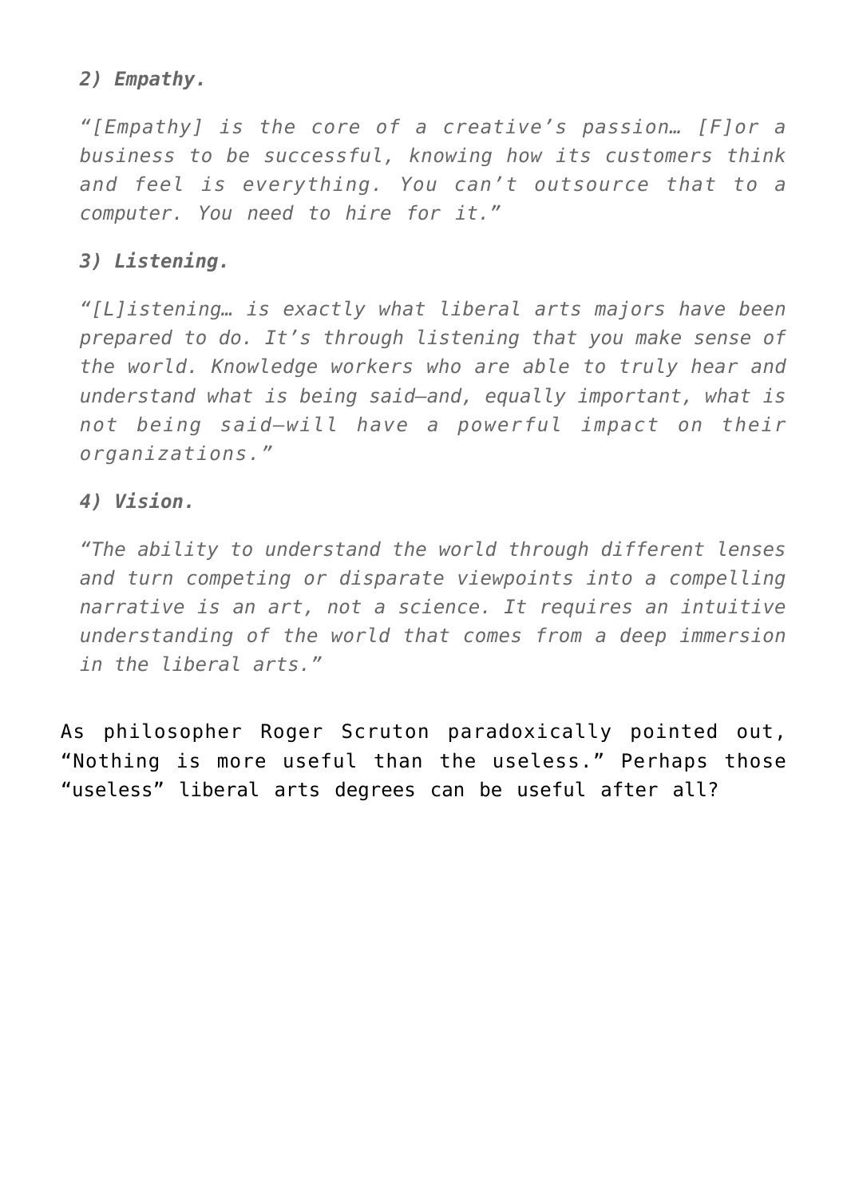*__2) Empathy.__*

*"[Empathy] is the core of a creative's passion… [F]or a business to be successful, knowing how its customers think and feel is everything. You can't outsource that to a computer. You need to hire for it."*

*__3) Listening.__*

*"[L]istening… is exactly what liberal arts majors have been prepared to do. It's through listening that you make sense of the world. Knowledge workers who are able to truly hear and understand what is being said—and, equally important, what is not being said—will have a powerful impact on their organizations."*

*__4) Vision.__*

*"The ability to understand the world through different lenses and turn competing or disparate viewpoints into a compelling narrative is an art, not a science. It requires an intuitive understanding of the world that comes from a deep immersion in the liberal arts."*

As philosopher Roger Scruton paradoxically pointed out, "Nothing is more useful than the useless." Perhaps those "useless" liberal arts degrees can be useful after all?